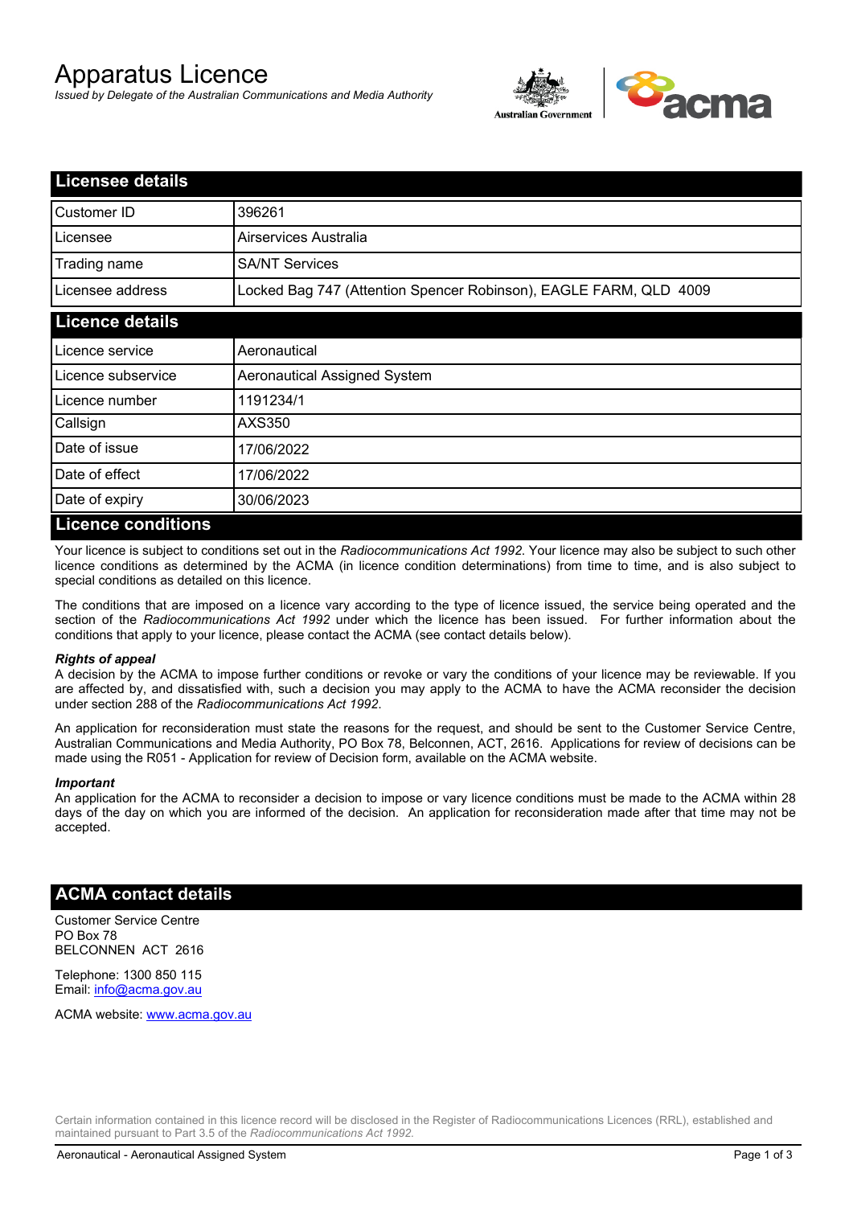# Apparatus Licence

*Issued by Delegate of the Australian Communications and Media Authority*

## Licensee details

| | |
|---|---|
| Customer ID | 396261 |
| Licensee | Airservices Australia |
| Trading name | SA/NT Services |
| Licensee address | Locked Bag 747 (Attention Spencer Robinson), EAGLE FARM, QLD 4009 |

## Licence details

| | |
|---|---|
| Licence service | Aeronautical |
| Licence subservice | Aeronautical Assigned System |
| Licence number | 1191234/1 |
| Callsign | AXS350 |
| Date of issue | 17/06/2022 |
| Date of effect | 17/06/2022 |
| Date of expiry | 30/06/2023 |

## Licence conditions

Your licence is subject to conditions set out in the *Radiocommunications Act 1992*. Your licence may also be subject to such other licence conditions as determined by the ACMA (in licence condition determinations) from time to time, and is also subject to special conditions as detailed on this licence.

The conditions that are imposed on a licence vary according to the type of licence issued, the service being operated and the section of the *Radiocommunications Act 1992* under which the licence has been issued. For further information about the conditions that apply to your licence, please contact the ACMA (see contact details below).

***Rights of appeal***

A decision by the ACMA to impose further conditions or revoke or vary the conditions of your licence may be reviewable. If you are affected by, and dissatisfied with, such a decision you may apply to the ACMA to have the ACMA reconsider the decision under section 288 of the *Radiocommunications Act 1992*.

An application for reconsideration must state the reasons for the request, and should be sent to the Customer Service Centre, Australian Communications and Media Authority, PO Box 78, Belconnen, ACT, 2616. Applications for review of decisions can be made using the R051 - Application for review of Decision form, available on the ACMA website.

***Important***

An application for the ACMA to reconsider a decision to impose or vary licence conditions must be made to the ACMA within 28 days of the day on which you are informed of the decision. An application for reconsideration made after that time may not be accepted.

## ACMA contact details

Customer Service Centre
PO Box 78
BELCONNEN ACT 2616

Telephone: 1300 850 115
Email: info@acma.gov.au

ACMA website: www.acma.gov.au

Certain information contained in this licence record will be disclosed in the Register of Radiocommunications Licences (RRL), established and maintained pursuant to Part 3.5 of the *Radiocommunications Act 1992.*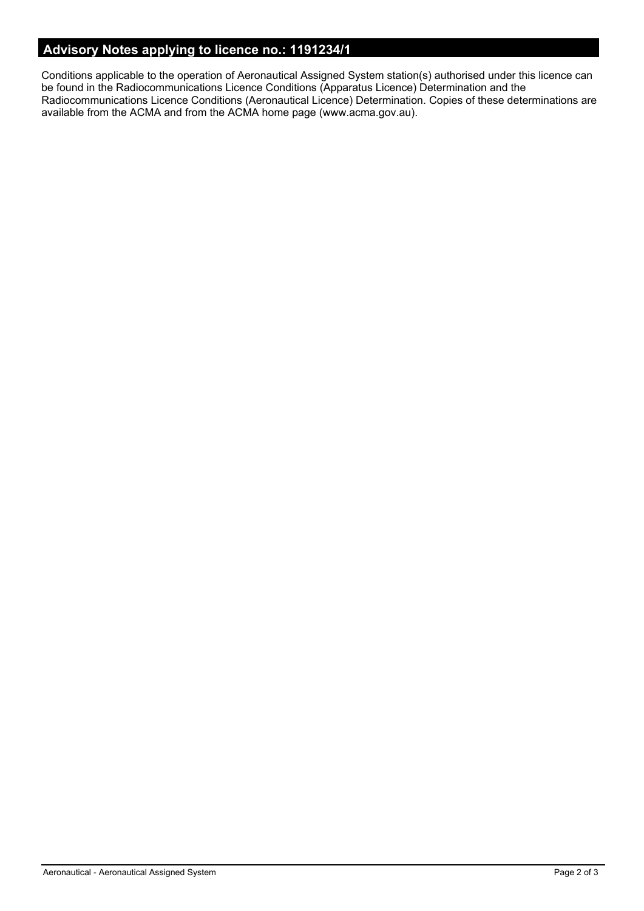## Advisory Notes applying to licence no.: 1191234/1

Conditions applicable to the operation of Aeronautical Assigned System station(s) authorised under this licence can be found in the Radiocommunications Licence Conditions (Apparatus Licence) Determination and the Radiocommunications Licence Conditions (Aeronautical Licence) Determination. Copies of these determinations are available from the ACMA and from the ACMA home page (www.acma.gov.au).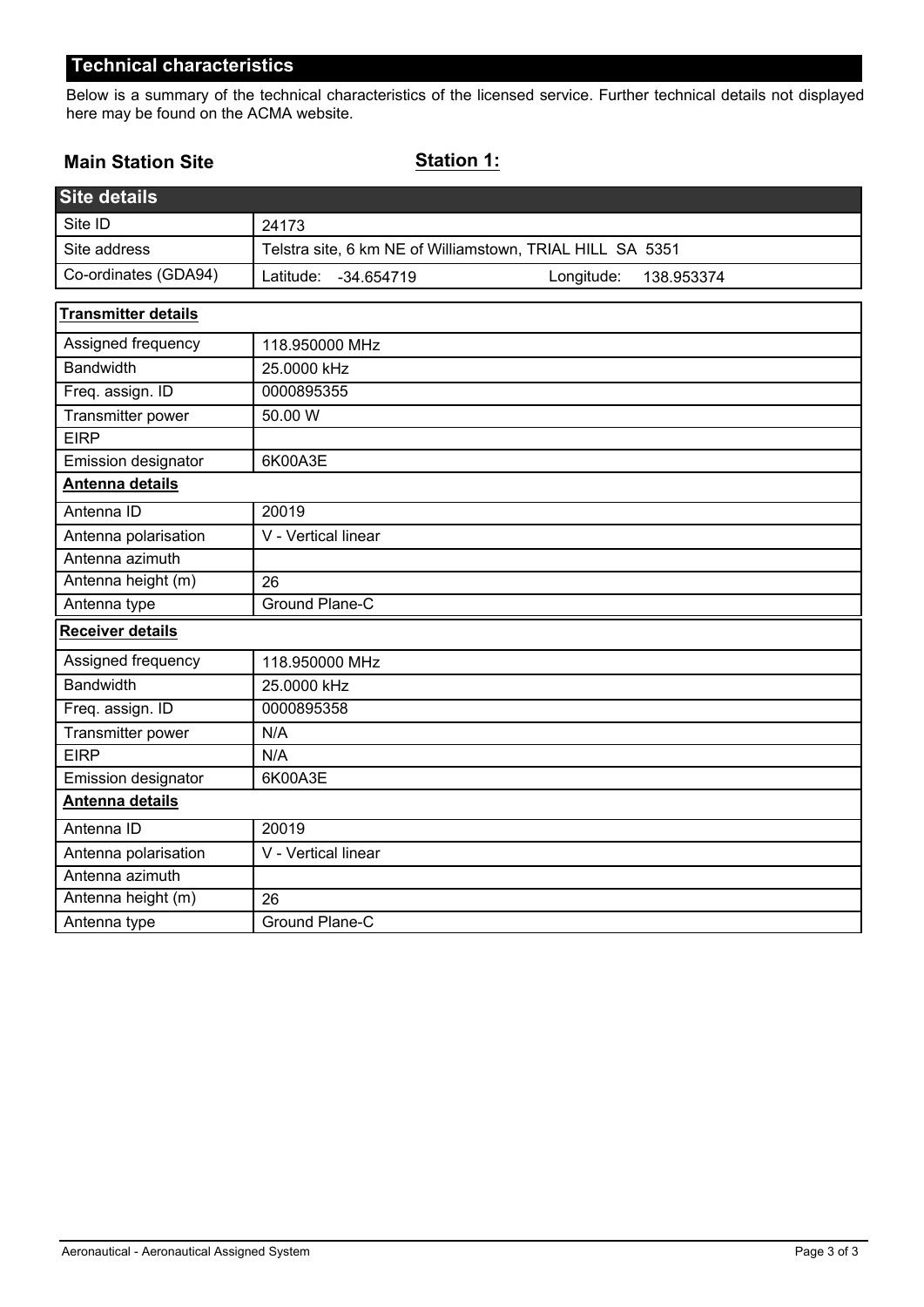## Technical characteristics

Below is a summary of the technical characteristics of the licensed service. Further technical details not displayed here may be found on the ACMA website.

**Main Station Site** **Station 1:**

| Site details | |
|---|---|
| Site ID | 24173 |
| Site address | Telstra site, 6 km NE of Williamstown, TRIAL HILL SA 5351 |
| Co-ordinates (GDA94) | Latitude: -34.654719 Longitude: 138.953374 |

| **Transmitter details** | |
|---|---|
| Assigned frequency | 118.950000 MHz |
| Bandwidth | 25.0000 kHz |
| Freq. assign. ID | 0000895355 |
| Transmitter power | 50.00 W |
| EIRP | |
| Emission designator | 6K00A3E |
| **Antenna details** | |
| Antenna ID | 20019 |
| Antenna polarisation | V - Vertical linear |
| Antenna azimuth | |
| Antenna height (m) | 26 |
| Antenna type | Ground Plane-C |

| **Receiver details** | |
|---|---|
| Assigned frequency | 118.950000 MHz |
| Bandwidth | 25.0000 kHz |
| Freq. assign. ID | 0000895358 |
| Transmitter power | N/A |
| EIRP | N/A |
| Emission designator | 6K00A3E |
| **Antenna details** | |
| Antenna ID | 20019 |
| Antenna polarisation | V - Vertical linear |
| Antenna azimuth | |
| Antenna height (m) | 26 |
| Antenna type | Ground Plane-C |